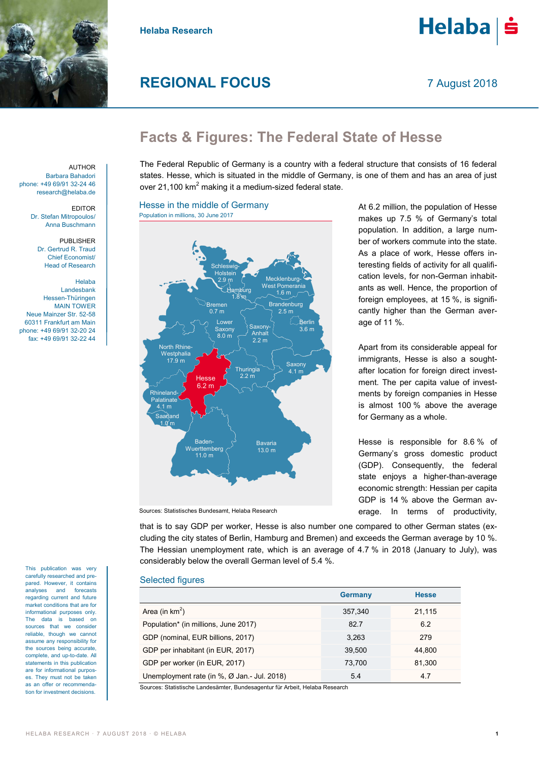Helaba Research

# REGIONAL FOCUS

7 August 2018

## Facts & Figures: The Federal State of Hesse

AUTHOR
Barbara Bahadori
phone: +49 69/91 32-24 46
research@helaba.de

EDITOR
Dr. Stefan Mitropoulos/
Anna Buschmann

PUBLISHER
Dr. Gertrud R. Traud
Chief Economist/
Head of Research

Helaba
Landesbank
Hessen-Thüringen
MAIN TOWER
Neue Mainzer Str. 52-58
60311 Frankfurt am Main
phone: +49 69/91 32-20 24
fax: +49 69/91 32-22 44

The Federal Republic of Germany is a country with a federal structure that consists of 16 federal states. Hesse, which is situated in the middle of Germany, is one of them and has an area of just over 21,100 km$^2$ making it a medium-sized federal state.

### Hesse in the middle of Germany

Population in millions, 30 June 2017

Schleswig-Holstein 2.9 m; Mecklenburg-West Pomerania 1.6 m; Hamburg 1.8 m; Bremen 0.7 m; Brandenburg 2.5 m; Lower Saxony 8.0 m; Saxony-Anhalt 2.2 m; Berlin 3.6 m; North Rhine-Westphalia 17.9 m; Hesse 6.2 m; Thuringia 2.2 m; Saxony 4.1 m; Rhineland-Palatinate 4.1 m; Saarland 1.0 m; Baden-Wuerttemberg 11.0 m; Bavaria 13.0 m

Sources: Statistisches Bundesamt, Helaba Research

At 6.2 million, the population of Hesse makes up 7.5 % of Germany's total population. In addition, a large number of workers commute into the state. As a place of work, Hesse offers interesting fields of activity for all qualification levels, for non-German inhabitants as well. Hence, the proportion of foreign employees, at 15 %, is significantly higher than the German average of 11 %.

Apart from its considerable appeal for immigrants, Hesse is also a sought-after location for foreign direct investment. The per capita value of investments by foreign companies in Hesse is almost 100 % above the average for Germany as a whole.

Hesse is responsible for 8.6 % of Germany's gross domestic product (GDP). Consequently, the federal state enjoys a higher-than-average economic strength: Hessian per capita GDP is 14 % above the German average. In terms of productivity, that is to say GDP per worker, Hesse is also number one compared to other German states (excluding the city states of Berlin, Hamburg and Bremen) and exceeds the German average by 10 %. The Hessian unemployment rate, which is an average of 4.7 % in 2018 (January to July), was considerably below the overall German level of 5.4 %.

### Selected figures

| | Germany | Hesse |
|---|---|---|
| Area (in km$^2$) | 357,340 | 21,115 |
| Population* (in millions, June 2017) | 82.7 | 6.2 |
| GDP (nominal, EUR billions, 2017) | 3,263 | 279 |
| GDP per inhabitant (in EUR, 2017) | 39,500 | 44,800 |
| GDP per worker (in EUR, 2017) | 73,700 | 81,300 |
| Unemployment rate (in %, Ø Jan.- Jul. 2018) | 5.4 | 4.7 |

Sources: Statistische Landesämter, Bundesagentur für Arbeit, Helaba Research

This publication was very carefully researched and prepared. However, it contains analyses and forecasts regarding current and future market conditions that are for informational purposes only. The data is based on sources that we consider reliable, though we cannot assume any responsibility for the sources being accurate, complete, and up-to-date. All statements in this publication are for informational purposes. They must not be taken as an offer or recommendation for investment decisions.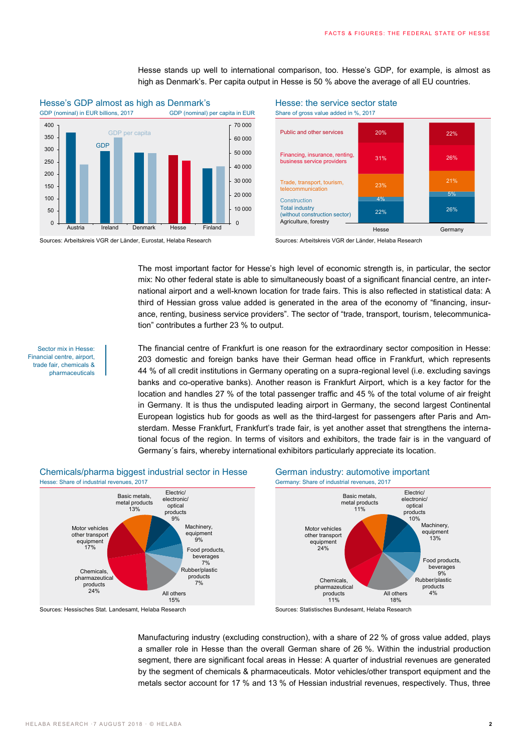Hesse stands up well to international comparison, too. Hesse's GDP, for example, is almost as high as Denmark's. Per capita output in Hesse is 50 % above the average of all EU countries.

### Hesse's GDP almost as high as Denmark's

GDP (nominal) in EUR billions, 2017 — GDP (nominal) per capita in EUR

Sources: Arbeitskreis VGR der Länder, Eurostat, Helaba Research

### Hesse: the service sector state

Share of gross value added in %, 2017

| Sector | Hesse | Germany |
|---|---|---|
| Public and other services | 20% | 22% |
| Financing, insurance, renting, business service providers | 31% | 26% |
| Trade, transport, tourism, telecommunication | 23% | 21% |
| Construction | 4% | 5% |
| Total industry (without construction sector) | 22% | 26% |
| Agriculture, forestry | | |

Sources: Arbeitskreis VGR der Länder, Helaba Research

The most important factor for Hesse's high level of economic strength is, in particular, the sector mix: No other federal state is able to simultaneously boast of a significant financial centre, an international airport and a well-known location for trade fairs. This is also reflected in statistical data: A third of Hessian gross value added is generated in the area of the economy of "financing, insurance, renting, business service providers". The sector of "trade, transport, tourism, telecommunication" contributes a further 23 % to output.

Sector mix in Hesse: Financial centre, airport, trade fair, chemicals & pharmaceuticals

The financial centre of Frankfurt is one reason for the extraordinary sector composition in Hesse: 203 domestic and foreign banks have their German head office in Frankfurt, which represents 44 % of all credit institutions in Germany operating on a supra-regional level (i.e. excluding savings banks and co-operative banks). Another reason is Frankfurt Airport, which is a key factor for the location and handles 27 % of the total passenger traffic and 45 % of the total volume of air freight in Germany. It is thus the undisputed leading airport in Germany, the second largest Continental European logistics hub for goods as well as the third-largest for passengers after Paris and Amsterdam. Messe Frankfurt, Frankfurt's trade fair, is yet another asset that strengthens the international focus of the region. In terms of visitors and exhibitors, the trade fair is in the vanguard of Germany´s fairs, whereby international exhibitors particularly appreciate its location.

### Chemicals/pharma biggest industrial sector in Hesse

Hesse: Share of industrial revenues, 2017

| Sector | Share |
|---|---|
| Basic metals, metal products | 13% |
| Electric/electronic/optical products | 9% |
| Machinery, equipment | 9% |
| Food products, beverages | 7% |
| Rubber/plastic products | 7% |
| All others | 15% |
| Chemicals, pharmazeutical products | 24% |
| Motor vehicles other transport equipment | 17% |

Sources: Hessisches Stat. Landesamt, Helaba Research

### German industry: automotive important

Germany: Share of industrial revenues, 2017

| Sector | Share |
|---|---|
| Basic metals, metal products | 11% |
| Electric/electronic/optical products | 10% |
| Machinery, equipment | 13% |
| Food products, beverages | 9% |
| Rubber/plastic products | 4% |
| All others | 18% |
| Chemicals, pharmazeutical products | 11% |
| Motor vehicles other transport equipment | 24% |

Sources: Statistisches Bundesamt, Helaba Research

Manufacturing industry (excluding construction), with a share of 22 % of gross value added, plays a smaller role in Hesse than the overall German share of 26 %. Within the industrial production segment, there are significant focal areas in Hesse: A quarter of industrial revenues are generated by the segment of chemicals & pharmaceuticals. Motor vehicles/other transport equipment and the metals sector account for 17 % and 13 % of Hessian industrial revenues, respectively. Thus, three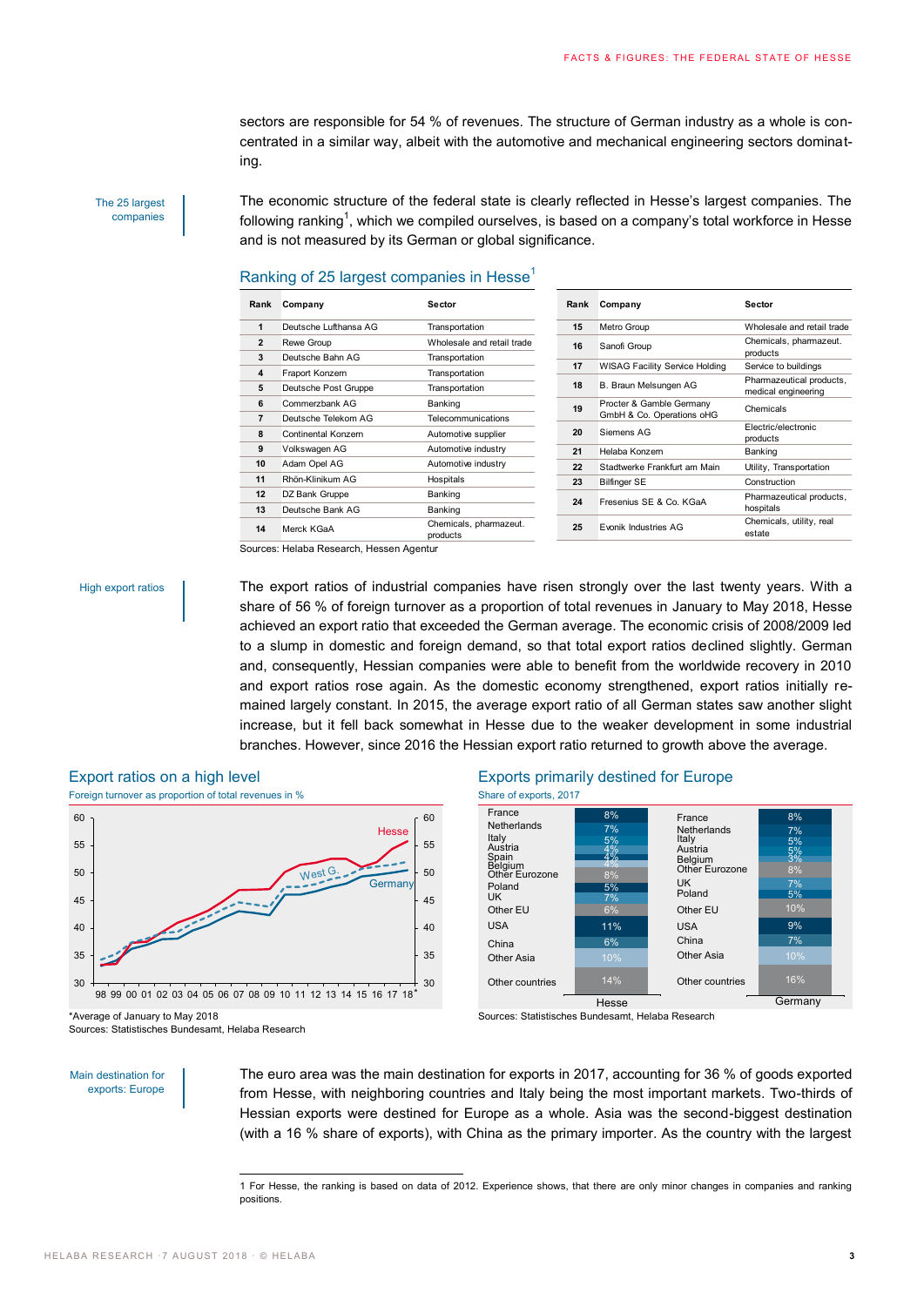sectors are responsible for 54 % of revenues. The structure of German industry as a whole is concentrated in a similar way, albeit with the automotive and mechanical engineering sectors dominating.

*The 25 largest companies*

The economic structure of the federal state is clearly reflected in Hesse's largest companies. The following ranking[1], which we compiled ourselves, is based on a company's total workforce in Hesse and is not measured by its German or global significance.

### Ranking of 25 largest companies in Hesse[1]

| Rank | Company | Sector |
|---|---|---|
| 1 | Deutsche Lufthansa AG | Transportation |
| 2 | Rewe Group | Wholesale and retail trade |
| 3 | Deutsche Bahn AG | Transportation |
| 4 | Fraport Konzern | Transportation |
| 5 | Deutsche Post Gruppe | Transportation |
| 6 | Commerzbank AG | Banking |
| 7 | Deutsche Telekom AG | Telecommunications |
| 8 | Continental Konzern | Automotive supplier |
| 9 | Volkswagen AG | Automotive industry |
| 10 | Adam Opel AG | Automotive industry |
| 11 | Rhön-Klinikum AG | Hospitals |
| 12 | DZ Bank Gruppe | Banking |
| 13 | Deutsche Bank AG | Banking |
| 14 | Merck KGaA | Chemicals, pharmazeut. products |
| 15 | Metro Group | Wholesale and retail trade |
| 16 | Sanofi Group | Chemicals, pharmazeut. products |
| 17 | WISAG Facility Service Holding | Service to buildings |
| 18 | B. Braun Melsungen AG | Pharmazeutical products, medical engineering |
| 19 | Procter & Gamble Germany GmbH & Co. Operations oHG | Chemicals |
| 20 | Siemens AG | Electric/electronic products |
| 21 | Helaba Konzern | Banking |
| 22 | Stadtwerke Frankfurt am Main | Utility, Transportation |
| 23 | Bilfinger SE | Construction |
| 24 | Fresenius SE & Co. KGaA | Pharmazeutical products, hospitals |
| 25 | Evonik Industries AG | Chemicals, utility, real estate |

Sources: Helaba Research, Hessen Agentur

*High export ratios*

The export ratios of industrial companies have risen strongly over the last twenty years. With a share of 56 % of foreign turnover as a proportion of total revenues in January to May 2018, Hesse achieved an export ratio that exceeded the German average. The economic crisis of 2008/2009 led to a slump in domestic and foreign demand, so that total export ratios declined slightly. German and, consequently, Hessian companies were able to benefit from the worldwide recovery in 2010 and export ratios rose again. As the domestic economy strengthened, export ratios initially remained largely constant. In 2015, the average export ratio of all German states saw another slight increase, but it fell back somewhat in Hesse due to the weaker development in some industrial branches. However, since 2016 the Hessian export ratio returned to growth above the average.

### Export ratios on a high level

Foreign turnover as proportion of total revenues in %

*Average of January to May 2018

Sources: Statistisches Bundesamt, Helaba Research

### Exports primarily destined for Europe

Share of exports, 2017

| Destination | Hesse | Germany |
|---|---|---|
| France | 8% | 8% |
| Netherlands | 7% | 7% |
| Italy | 5% | 5% |
| Austria | 4% | 5% |
| Spain | 4% | |
| Belgium | 4% | 3% |
| Other Eurozone | 8% | 8% |
| UK | 7% | 7% |
| Poland | 5% | 5% |
| Other EU | 6% | 10% |
| USA | 11% | 9% |
| China | 6% | 7% |
| Other Asia | 10% | 10% |
| Other countries | 14% | 16% |

Sources: Statistisches Bundesamt, Helaba Research

*Main destination for exports: Europe*

The euro area was the main destination for exports in 2017, accounting for 36 % of goods exported from Hesse, with neighboring countries and Italy being the most important markets. Two-thirds of Hessian exports were destined for Europe as a whole. Asia was the second-biggest destination (with a 16 % share of exports), with China as the primary importer. As the country with the largest

1 For Hesse, the ranking is based on data of 2012. Experience shows, that there are only minor changes in companies and ranking positions.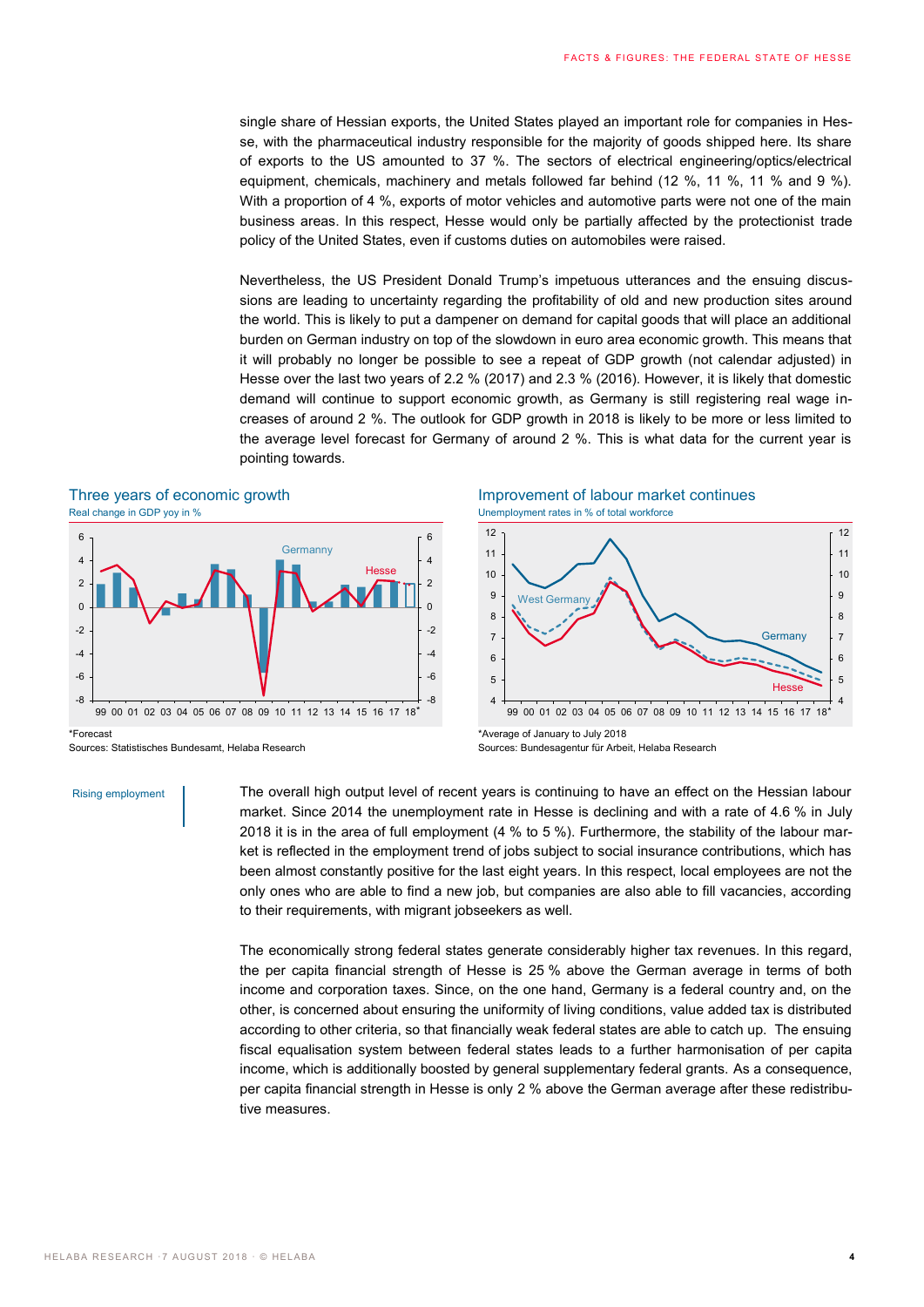single share of Hessian exports, the United States played an important role for companies in Hesse, with the pharmaceutical industry responsible for the majority of goods shipped here. Its share of exports to the US amounted to 37 %. The sectors of electrical engineering/optics/electrical equipment, chemicals, machinery and metals followed far behind (12 %, 11 %, 11 % and 9 %). With a proportion of 4 %, exports of motor vehicles and automotive parts were not one of the main business areas. In this respect, Hesse would only be partially affected by the protectionist trade policy of the United States, even if customs duties on automobiles were raised.

Nevertheless, the US President Donald Trump's impetuous utterances and the ensuing discussions are leading to uncertainty regarding the profitability of old and new production sites around the world. This is likely to put a dampener on demand for capital goods that will place an additional burden on German industry on top of the slowdown in euro area economic growth. This means that it will probably no longer be possible to see a repeat of GDP growth (not calendar adjusted) in Hesse over the last two years of 2.2 % (2017) and 2.3 % (2016). However, it is likely that domestic demand will continue to support economic growth, as Germany is still registering real wage increases of around 2 %. The outlook for GDP growth in 2018 is likely to be more or less limited to the average level forecast for Germany of around 2 %. This is what data for the current year is pointing towards.

**Three years of economic growth**
Real change in GDP yoy in %

*Forecast
Sources: Statistisches Bundesamt, Helaba Research

**Improvement of labour market continues**
Unemployment rates in % of total workforce

*Average of January to July 2018
Sources: Bundesagentur für Arbeit, Helaba Research

Rising employment

The overall high output level of recent years is continuing to have an effect on the Hessian labour market. Since 2014 the unemployment rate in Hesse is declining and with a rate of 4.6 % in July 2018 it is in the area of full employment (4 % to 5 %). Furthermore, the stability of the labour market is reflected in the employment trend of jobs subject to social insurance contributions, which has been almost constantly positive for the last eight years. In this respect, local employees are not the only ones who are able to find a new job, but companies are also able to fill vacancies, according to their requirements, with migrant jobseekers as well.

The economically strong federal states generate considerably higher tax revenues. In this regard, the per capita financial strength of Hesse is 25 % above the German average in terms of both income and corporation taxes. Since, on the one hand, Germany is a federal country and, on the other, is concerned about ensuring the uniformity of living conditions, value added tax is distributed according to other criteria, so that financially weak federal states are able to catch up. The ensuing fiscal equalisation system between federal states leads to a further harmonisation of per capita income, which is additionally boosted by general supplementary federal grants. As a consequence, per capita financial strength in Hesse is only 2 % above the German average after these redistributive measures.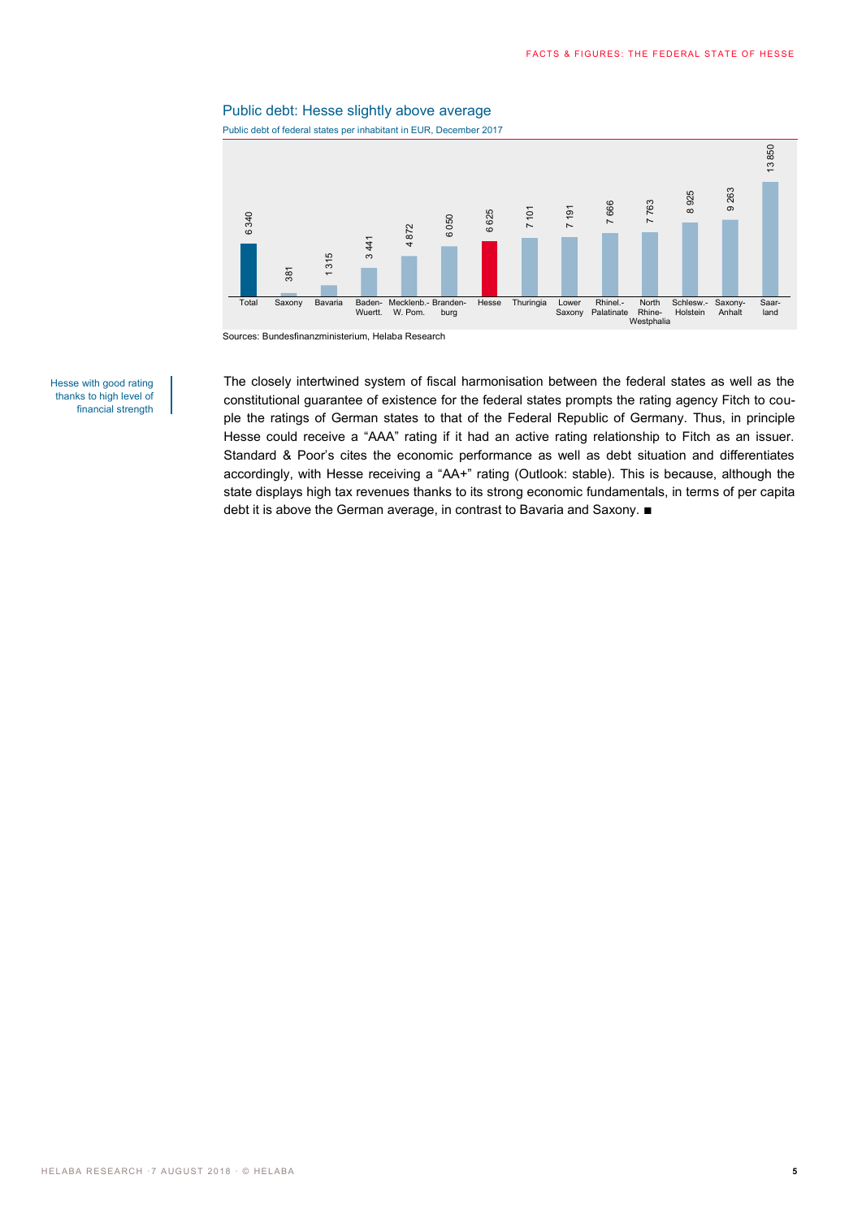## Public debt: Hesse slightly above average

Public debt of federal states per inhabitant in EUR, December 2017

6 340
381
1 315
3 441
4 872
6 050
6 625
7 101
7 191
7 666
7 763
8 925
9 263
13 850

Total
Saxony
Bavaria
Baden-Wuertt.
Mecklenb.-W. Pom.
Branden-burg
Hesse
Thuringia
Lower Saxony
Rhinel.-Palatinate
North Rhine-Westphalia
Schlesw.-Holstein
Saxony-Anhalt
Saar-land

Sources: Bundesfinanzministerium, Helaba Research

Hesse with good rating thanks to high level of financial strength

The closely intertwined system of fiscal harmonisation between the federal states as well as the constitutional guarantee of existence for the federal states prompts the rating agency Fitch to couple the ratings of German states to that of the Federal Republic of Germany. Thus, in principle Hesse could receive a "AAA" rating if it had an active rating relationship to Fitch as an issuer. Standard & Poor's cites the economic performance as well as debt situation and differentiates accordingly, with Hesse receiving a "AA+" rating (Outlook: stable). This is because, although the state displays high tax revenues thanks to its strong economic fundamentals, in terms of per capita debt it is above the German average, in contrast to Bavaria and Saxony. ■